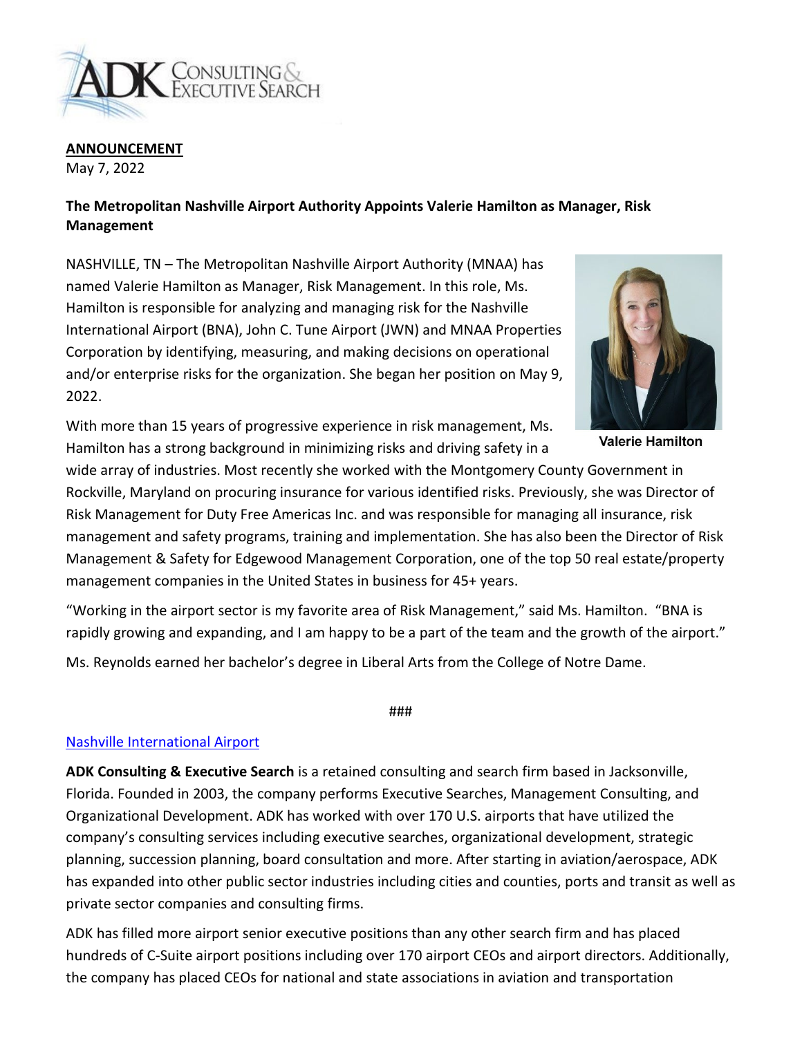**ANNOUNCEMENT**
May 7, 2022

**The Metropolitan Nashville Airport Authority Appoints Valerie Hamilton as Manager, Risk Management**

NASHVILLE, TN – The Metropolitan Nashville Airport Authority (MNAA) has named Valerie Hamilton as Manager, Risk Management. In this role, Ms. Hamilton is responsible for analyzing and managing risk for the Nashville International Airport (BNA), John C. Tune Airport (JWN) and MNAA Properties Corporation by identifying, measuring, and making decisions on operational and/or enterprise risks for the organization. She began her position on May 9, 2022.

**Valerie Hamilton**

With more than 15 years of progressive experience in risk management, Ms. Hamilton has a strong background in minimizing risks and driving safety in a wide array of industries. Most recently she worked with the Montgomery County Government in Rockville, Maryland on procuring insurance for various identified risks. Previously, she was Director of Risk Management for Duty Free Americas Inc. and was responsible for managing all insurance, risk management and safety programs, training and implementation. She has also been the Director of Risk Management & Safety for Edgewood Management Corporation, one of the top 50 real estate/property management companies in the United States in business for 45+ years.

"Working in the airport sector is my favorite area of Risk Management," said Ms. Hamilton. "BNA is rapidly growing and expanding, and I am happy to be a part of the team and the growth of the airport."

Ms. Reynolds earned her bachelor's degree in Liberal Arts from the College of Notre Dame.

###

[Nashville International Airport]

**ADK Consulting & Executive Search** is a retained consulting and search firm based in Jacksonville, Florida. Founded in 2003, the company performs Executive Searches, Management Consulting, and Organizational Development. ADK has worked with over 170 U.S. airports that have utilized the company's consulting services including executive searches, organizational development, strategic planning, succession planning, board consultation and more. After starting in aviation/aerospace, ADK has expanded into other public sector industries including cities and counties, ports and transit as well as private sector companies and consulting firms.

ADK has filled more airport senior executive positions than any other search firm and has placed hundreds of C-Suite airport positions including over 170 airport CEOs and airport directors. Additionally, the company has placed CEOs for national and state associations in aviation and transportation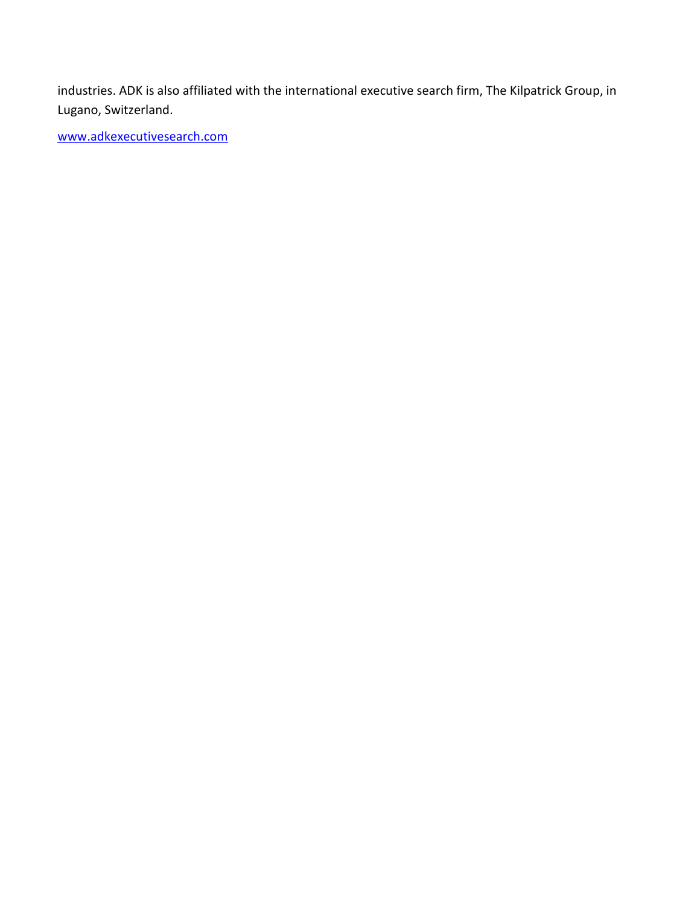industries. ADK is also affiliated with the international executive search firm, The Kilpatrick Group, in Lugano, Switzerland.

[www.adkexecutivesearch.com](http://www.adkexecutivesearch.com)